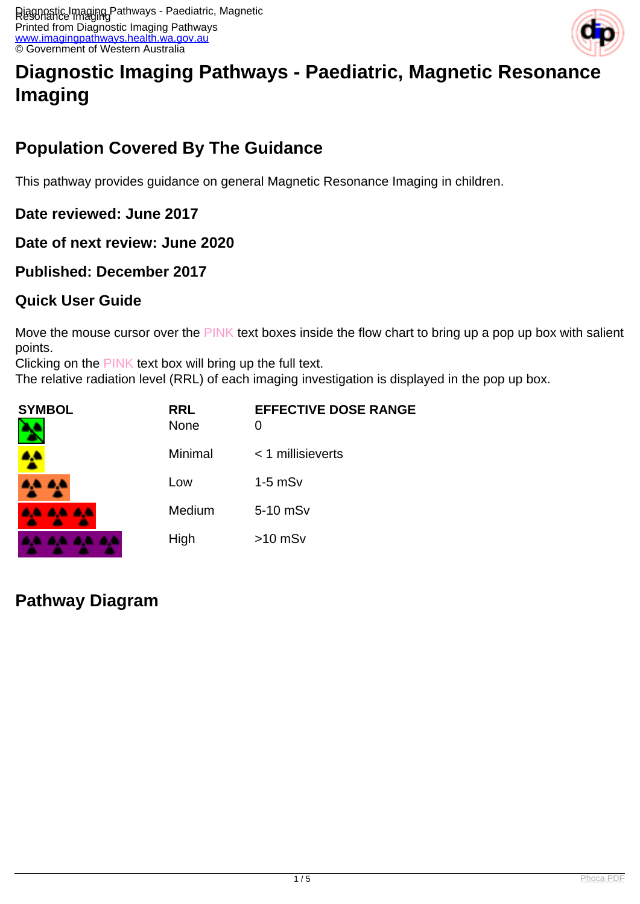# Diagnostic Imaging Pathways - Paediatric, Magnetic Resonance Imaging

## Population Covered By The Guidance

This pathway provides guidance on general Magnetic Resonance Imaging in children.

### Date reviewed: June 2017

### Date of next review: June 2020

### Published: December 2017

### Quick User Guide

Move the mouse cursor over the PINK text boxes inside the flow chart to bring up a pop up box with salient points.
Clicking on the PINK text box will bring up the full text.
The relative radiation level (RRL) of each imaging investigation is displayed in the pop up box.

| SYMBOL | RRL | EFFECTIVE DOSE RANGE |
|---|---|---|
| | None | 0 |
| | Minimal | < 1 millisieverts |
| | Low | 1-5 mSv |
| | Medium | 5-10 mSv |
| | High | >10 mSv |

## Pathway Diagram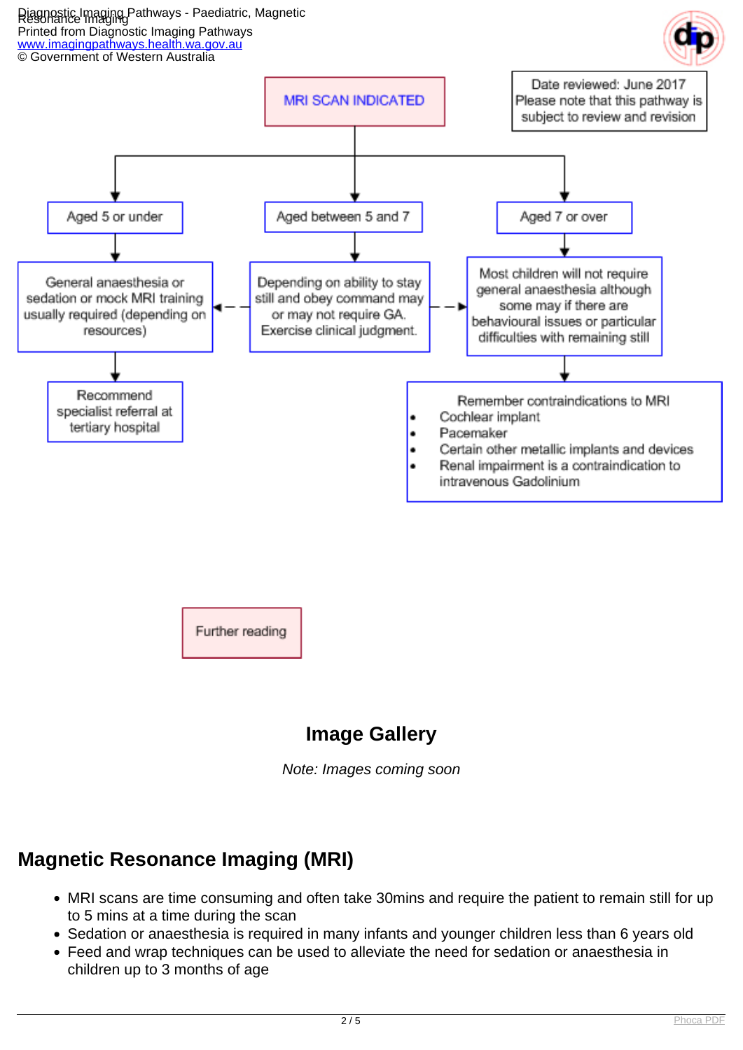MRI SCAN INDICATED

Date reviewed: June 2017
Please note that this pathway is subject to review and revision

**Aged 5 or under**

- General anaesthesia or sedation or mock MRI training usually required (depending on resources)
- Recommend specialist referral at tertiary hospital

**Aged between 5 and 7**

- Depending on ability to stay still and obey command may or may not require GA. Exercise clinical judgment.

**Aged 7 or over**

- Most children will not require general anaesthesia although some may if there are behavioural issues or particular difficulties with remaining still

Remember contraindications to MRI

- Cochlear implant
- Pacemaker
- Certain other metallic implants and devices
- Renal impairment is a contraindication to intravenous Gadolinium

Further reading

## Image Gallery

*Note: Images coming soon*

## Magnetic Resonance Imaging (MRI)

- MRI scans are time consuming and often take 30mins and require the patient to remain still for up to 5 mins at a time during the scan
- Sedation or anaesthesia is required in many infants and younger children less than 6 years old
- Feed and wrap techniques can be used to alleviate the need for sedation or anaesthesia in children up to 3 months of age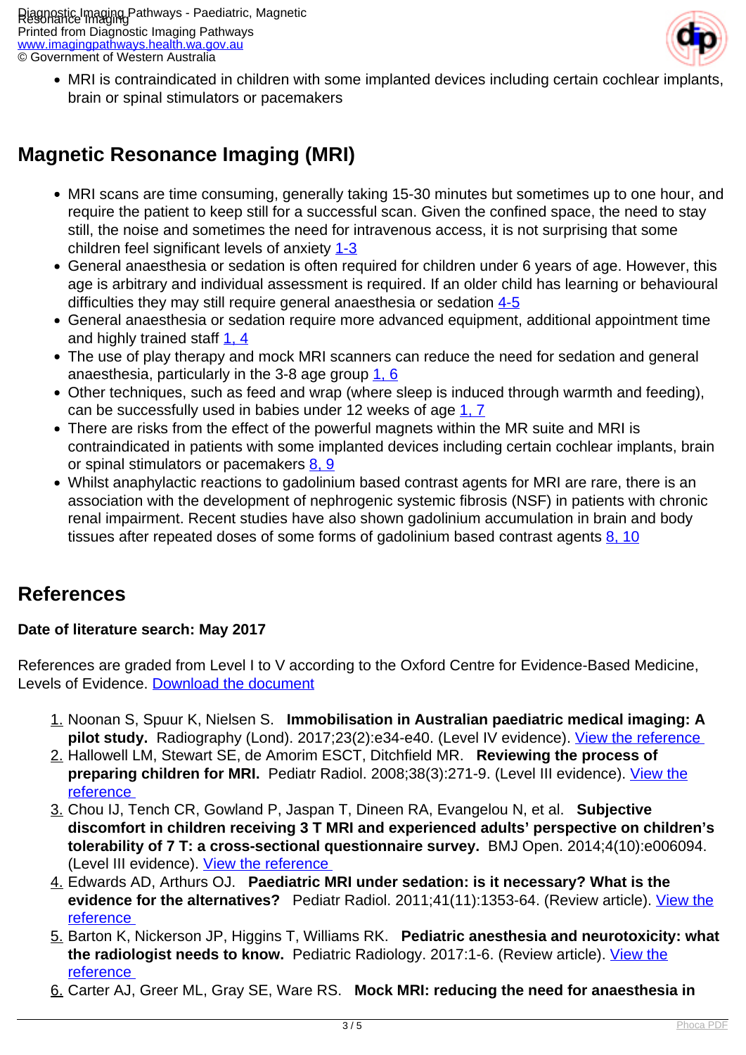- MRI is contraindicated in children with some implanted devices including certain cochlear implants, brain or spinal stimulators or pacemakers

## Magnetic Resonance Imaging (MRI)

- MRI scans are time consuming, generally taking 15-30 minutes but sometimes up to one hour, and require the patient to keep still for a successful scan. Given the confined space, the need to stay still, the noise and sometimes the need for intravenous access, it is not surprising that some children feel significant levels of anxiety 1-3
- General anaesthesia or sedation is often required for children under 6 years of age. However, this age is arbitrary and individual assessment is required. If an older child has learning or behavioural difficulties they may still require general anaesthesia or sedation 4-5
- General anaesthesia or sedation require more advanced equipment, additional appointment time and highly trained staff 1, 4
- The use of play therapy and mock MRI scanners can reduce the need for sedation and general anaesthesia, particularly in the 3-8 age group 1, 6
- Other techniques, such as feed and wrap (where sleep is induced through warmth and feeding), can be successfully used in babies under 12 weeks of age 1, 7
- There are risks from the effect of the powerful magnets within the MR suite and MRI is contraindicated in patients with some implanted devices including certain cochlear implants, brain or spinal stimulators or pacemakers 8, 9
- Whilst anaphylactic reactions to gadolinium based contrast agents for MRI are rare, there is an association with the development of nephrogenic systemic fibrosis (NSF) in patients with chronic renal impairment. Recent studies have also shown gadolinium accumulation in brain and body tissues after repeated doses of some forms of gadolinium based contrast agents 8, 10

## References

**Date of literature search: May 2017**

References are graded from Level I to V according to the Oxford Centre for Evidence-Based Medicine, Levels of Evidence. Download the document

1. Noonan S, Spuur K, Nielsen S. **Immobilisation in Australian paediatric medical imaging: A pilot study.** Radiography (Lond). 2017;23(2):e34-e40. (Level IV evidence). View the reference
2. Hallowell LM, Stewart SE, de Amorim ESCT, Ditchfield MR. **Reviewing the process of preparing children for MRI.** Pediatr Radiol. 2008;38(3):271-9. (Level III evidence). View the reference
3. Chou IJ, Tench CR, Gowland P, Jaspan T, Dineen RA, Evangelou N, et al. **Subjective discomfort in children receiving 3 T MRI and experienced adults' perspective on children's tolerability of 7 T: a cross-sectional questionnaire survey.** BMJ Open. 2014;4(10):e006094. (Level III evidence). View the reference
4. Edwards AD, Arthurs OJ. **Paediatric MRI under sedation: is it necessary? What is the evidence for the alternatives?** Pediatr Radiol. 2011;41(11):1353-64. (Review article). View the reference
5. Barton K, Nickerson JP, Higgins T, Williams RK. **Pediatric anesthesia and neurotoxicity: what the radiologist needs to know.** Pediatric Radiology. 2017:1-6. (Review article). View the reference
6. Carter AJ, Greer ML, Gray SE, Ware RS. **Mock MRI: reducing the need for anaesthesia in**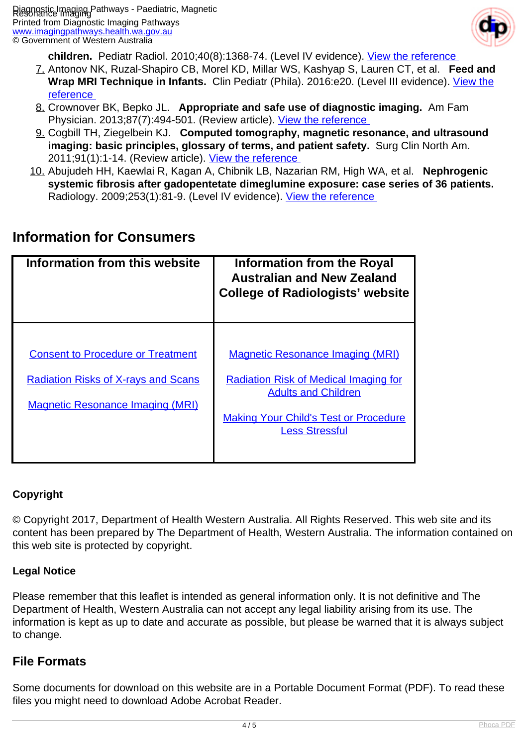**children.** Pediatr Radiol. 2010;40(8):1368-74. (Level IV evidence). View the reference

7. Antonov NK, Ruzal-Shapiro CB, Morel KD, Millar WS, Kashyap S, Lauren CT, et al. **Feed and Wrap MRI Technique in Infants.** Clin Pediatr (Phila). 2016:e20. (Level III evidence). View the reference
8. Crownover BK, Bepko JL. **Appropriate and safe use of diagnostic imaging.** Am Fam Physician. 2013;87(7):494-501. (Review article). View the reference
9. Cogbill TH, Ziegelbein KJ. **Computed tomography, magnetic resonance, and ultrasound imaging: basic principles, glossary of terms, and patient safety.** Surg Clin North Am. 2011;91(1):1-14. (Review article). View the reference
10. Abujudeh HH, Kaewlai R, Kagan A, Chibnik LB, Nazarian RM, High WA, et al. **Nephrogenic systemic fibrosis after gadopentetate dimeglumine exposure: case series of 36 patients.** Radiology. 2009;253(1):81-9. (Level IV evidence). View the reference

## Information for Consumers

| Information from this website | Information from the Royal Australian and New Zealand College of Radiologists' website |
|---|---|
| Consent to Procedure or Treatment<br><br>Radiation Risks of X-rays and Scans<br><br>Magnetic Resonance Imaging (MRI) | Magnetic Resonance Imaging (MRI)<br><br>Radiation Risk of Medical Imaging for Adults and Children<br><br>Making Your Child's Test or Procedure Less Stressful |

**Copyright**

© Copyright 2017, Department of Health Western Australia. All Rights Reserved. This web site and its content has been prepared by The Department of Health, Western Australia. The information contained on this web site is protected by copyright.

**Legal Notice**

Please remember that this leaflet is intended as general information only. It is not definitive and The Department of Health, Western Australia can not accept any legal liability arising from its use. The information is kept as up to date and accurate as possible, but please be warned that it is always subject to change.

## File Formats

Some documents for download on this website are in a Portable Document Format (PDF). To read these files you might need to download Adobe Acrobat Reader.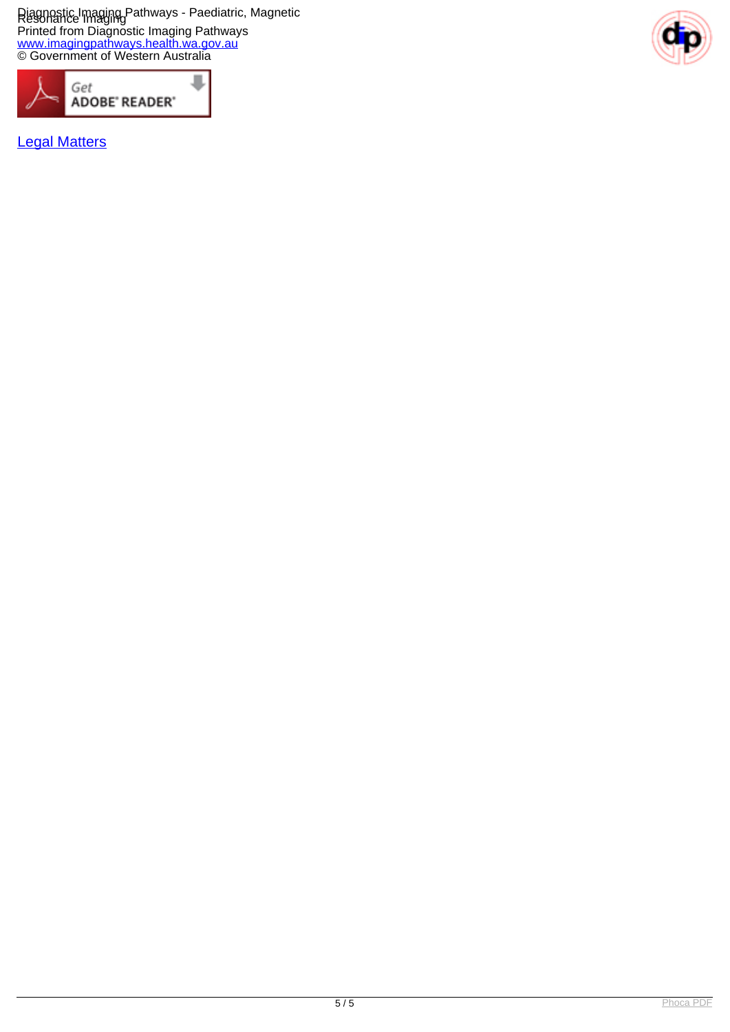Diagnostic Imaging Pathways - Paediatric, Magnetic Resonance Imaging
Printed from Diagnostic Imaging Pathways
www.imagingpathways.health.wa.gov.au
© Government of Western Australia

Legal Matters